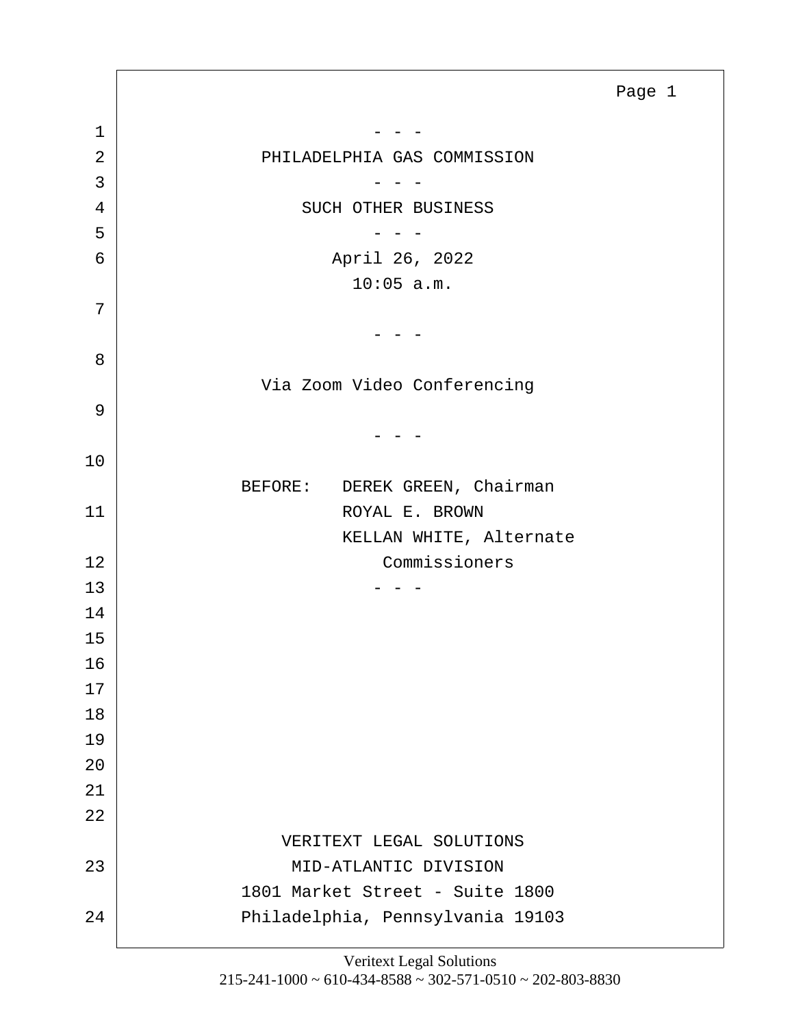\- - -

PHILADELPHIA GAS COMMISSION

\- - -

SUCH OTHER BUSINESS

\- - -

April 26, 2022
10:05 a.m.

\- - -

Via Zoom Video Conferencing

\- - -

BEFORE: DEREK GREEN, Chairman
ROYAL E. BROWN
KELLAN WHITE, Alternate
Commissioners

\- - -

VERITEXT LEGAL SOLUTIONS
MID-ATLANTIC DIVISION
1801 Market Street - Suite 1800
Philadelphia, Pennsylvania 19103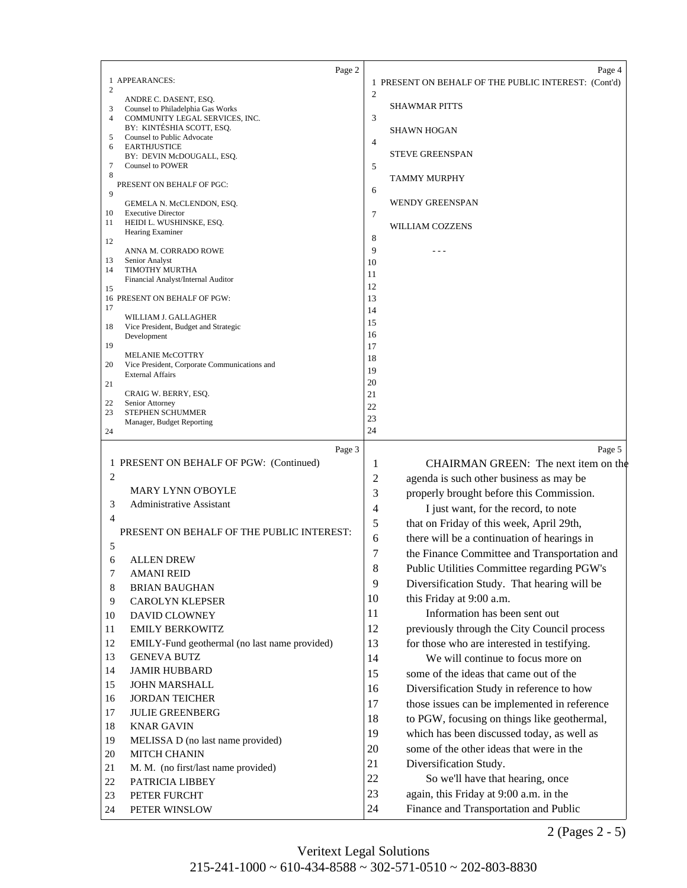Page 2

APPEARANCES:

ANDRE C. DASENT, ESQ.
Counsel to Philadelphia Gas Works

COMMUNITY LEGAL SERVICES, INC.
BY: KINTÉSHIA SCOTT, ESQ.
Counsel to Public Advocate

EARTHJUSTICE
BY: DEVIN McDOUGALL, ESQ.
Counsel to POWER

PRESENT ON BEHALF OF PGC:

GEMELA N. McCLENDON, ESQ.
Executive Director

HEIDI L. WUSHINSKE, ESQ.
Hearing Examiner

ANNA M. CORRADO ROWE
Senior Analyst

TIMOTHY MURTHA
Financial Analyst/Internal Auditor

PRESENT ON BEHALF OF PGW:

WILLIAM J. GALLAGHER
Vice President, Budget and Strategic Development

MELANIE McCOTTRY
Vice President, Corporate Communications and External Affairs

CRAIG W. BERRY, ESQ.
Senior Attorney

STEPHEN SCHUMMER
Manager, Budget Reporting

Page 3

PRESENT ON BEHALF OF PGW: (Continued)

MARY LYNN O'BOYLE
Administrative Assistant

PRESENT ON BEHALF OF THE PUBLIC INTEREST:

ALLEN DREW
AMANI REID
BRIAN BAUGHAN
CAROLYN KLEPSER
DAVID CLOWNEY
EMILY BERKOWITZ
EMILY-Fund geothermal (no last name provided)
GENEVA BUTZ
JAMIR HUBBARD
JOHN MARSHALL
JORDAN TEICHER
JULIE GREENBERG
KNAR GAVIN
MELISSA D (no last name provided)
MITCH CHANIN
M. M. (no first/last name provided)
PATRICIA LIBBEY
PETER FURCHT
PETER WINSLOW

Page 4

PRESENT ON BEHALF OF THE PUBLIC INTEREST: (Cont'd)

SHAWMAR PITTS
SHAWN HOGAN
STEVE GREENSPAN
TAMMY MURPHY
WENDY GREENSPAN
WILLIAM COZZENS

- - -

Page 5

CHAIRMAN GREEN: The next item on the agenda is such other business as may be properly brought before this Commission.

I just want, for the record, to note that on Friday of this week, April 29th, there will be a continuation of hearings in the Finance Committee and Transportation and Public Utilities Committee regarding PGW's Diversification Study. That hearing will be this Friday at 9:00 a.m.

Information has been sent out previously through the City Council process for those who are interested in testifying.

We will continue to focus more on some of the ideas that came out of the Diversification Study in reference to how those issues can be implemented in reference to PGW, focusing on things like geothermal, which has been discussed today, as well as some of the other ideas that were in the Diversification Study.

So we'll have that hearing, once again, this Friday at 9:00 a.m. in the Finance and Transportation and Public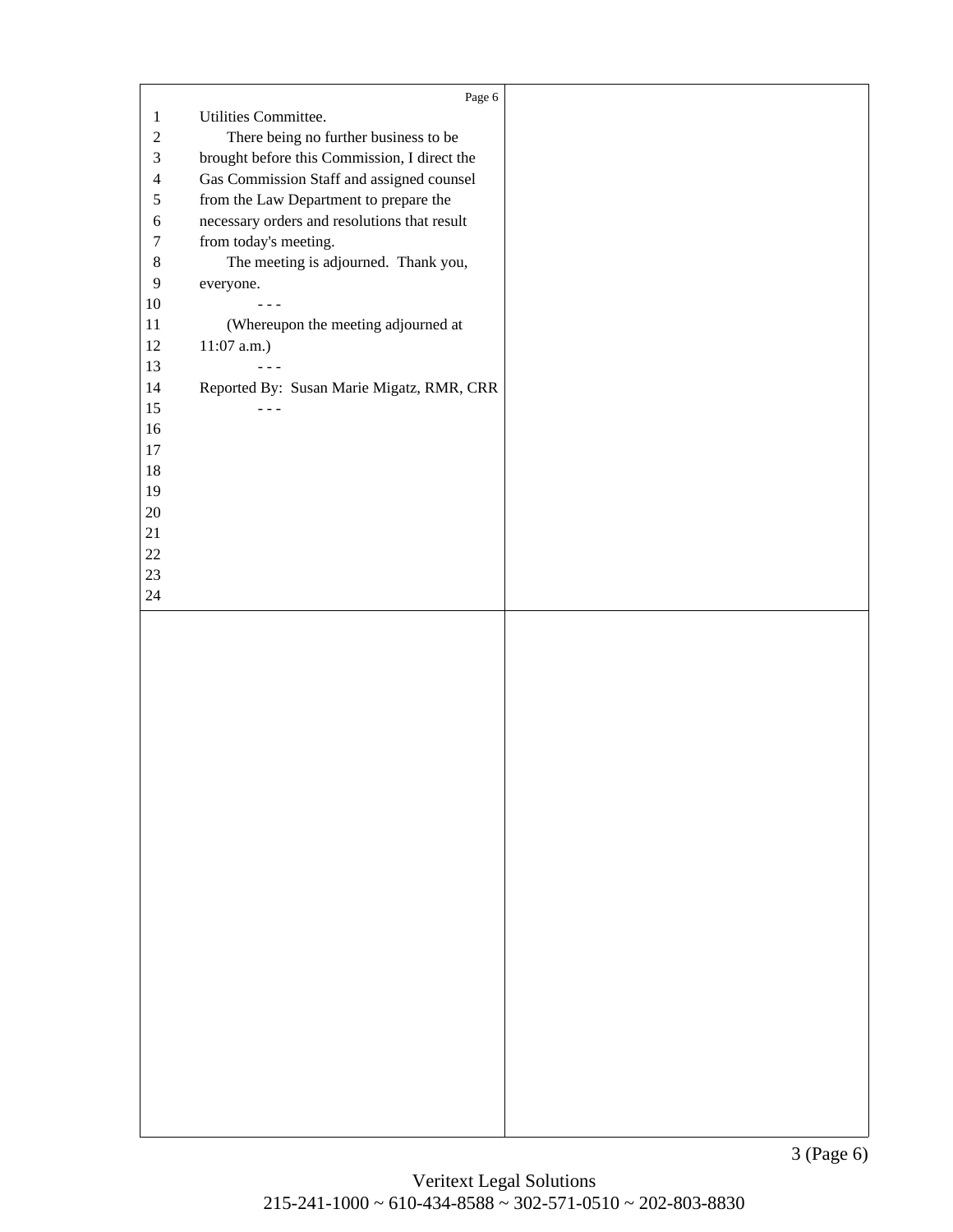Utilities Committee.

There being no further business to be brought before this Commission, I direct the Gas Commission Staff and assigned counsel from the Law Department to prepare the necessary orders and resolutions that result from today's meeting.

The meeting is adjourned. Thank you, everyone.

- - -

(Whereupon the meeting adjourned at 11:07 a.m.)

- - -

Reported By: Susan Marie Migatz, RMR, CRR

- - -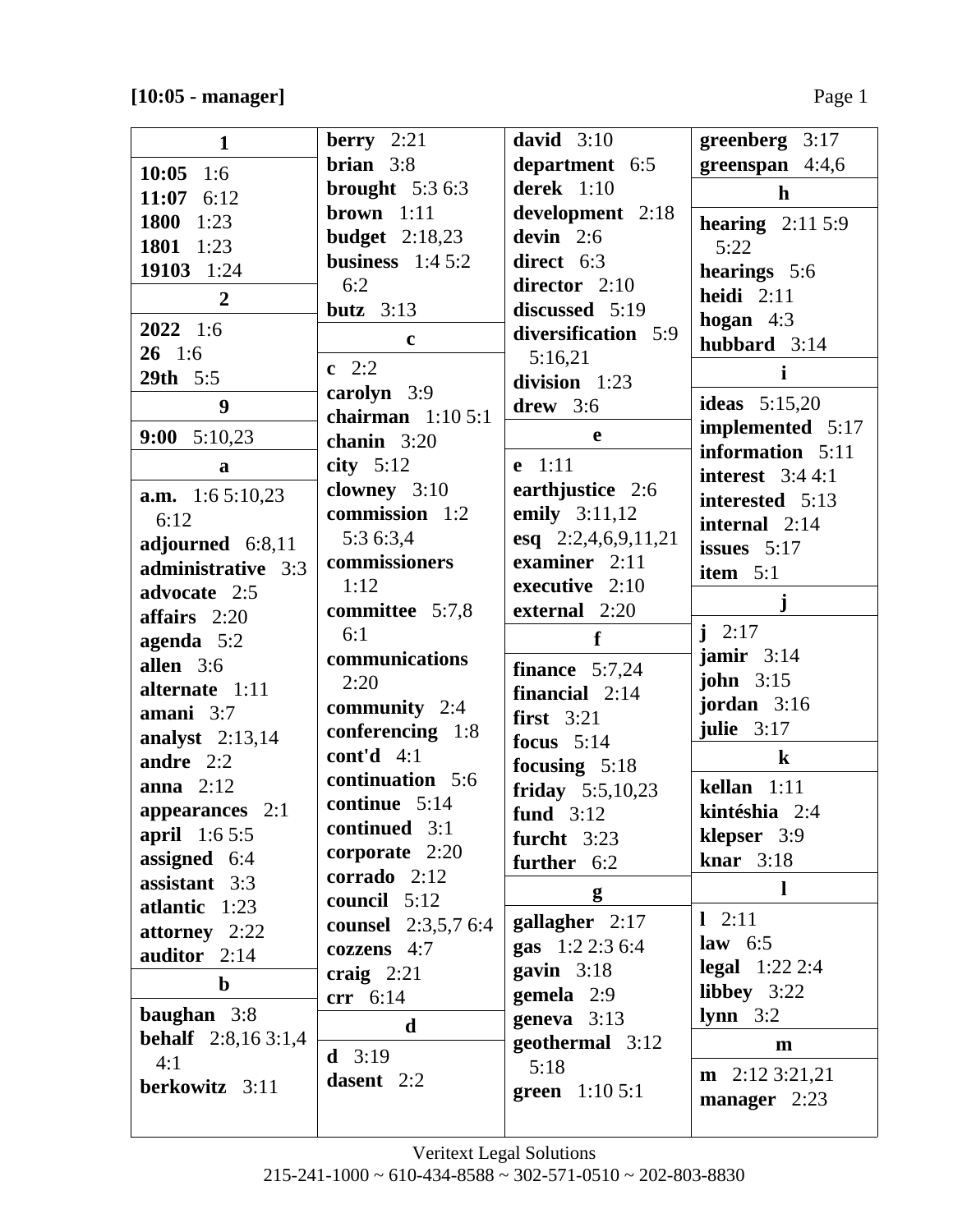**[10:05 - manager]**

| **1** |
|---|
| **10:05** 1:6 |
| **11:07** 6:12 |
| **1800** 1:23 |
| **1801** 1:23 |
| **19103** 1:24 |

| **2** |
|---|
| **2022** 1:6 |
| **26** 1:6 |
| **29th** 5:5 |

| **9** |
|---|
| **9:00** 5:10,23 |

| **a** |
|---|
| **a.m.** 1:6 5:10,23 6:12 |
| **adjourned** 6:8,11 |
| **administrative** 3:3 |
| **advocate** 2:5 |
| **affairs** 2:20 |
| **agenda** 5:2 |
| **allen** 3:6 |
| **alternate** 1:11 |
| **amani** 3:7 |
| **analyst** 2:13,14 |
| **andre** 2:2 |
| **anna** 2:12 |
| **appearances** 2:1 |
| **april** 1:6 5:5 |
| **assigned** 6:4 |
| **assistant** 3:3 |
| **atlantic** 1:23 |
| **attorney** 2:22 |
| **auditor** 2:14 |

| **b** |
|---|
| **baughan** 3:8 |
| **behalf** 2:8,16 3:1,4 4:1 |
| **berkowitz** 3:11 |
| **berry** 2:21 |
| **brian** 3:8 |
| **brought** 5:3 6:3 |
| **brown** 1:11 |
| **budget** 2:18,23 |
| **business** 1:4 5:2 6:2 |
| **butz** 3:13 |

| **c** |
|---|
| **c** 2:2 |
| **carolyn** 3:9 |
| **chairman** 1:10 5:1 |
| **chanin** 3:20 |
| **city** 5:12 |
| **clowney** 3:10 |
| **commission** 1:2 5:3 6:3,4 |
| **commissioners** 1:12 |
| **committee** 5:7,8 6:1 |
| **communications** 2:20 |
| **community** 2:4 |
| **conferencing** 1:8 |
| **cont'd** 4:1 |
| **continuation** 5:6 |
| **continue** 5:14 |
| **continued** 3:1 |
| **corporate** 2:20 |
| **corrado** 2:12 |
| **council** 5:12 |
| **counsel** 2:3,5,7 6:4 |
| **cozzens** 4:7 |
| **craig** 2:21 |
| **crr** 6:14 |

| **d** |
|---|
| **d** 3:19 |
| **dasent** 2:2 |
| **david** 3:10 |
| **department** 6:5 |
| **derek** 1:10 |
| **development** 2:18 |
| **devin** 2:6 |
| **direct** 6:3 |
| **director** 2:10 |
| **discussed** 5:19 |
| **diversification** 5:9 5:16,21 |
| **division** 1:23 |
| **drew** 3:6 |

| **e** |
|---|
| **e** 1:11 |
| **earthjustice** 2:6 |
| **emily** 3:11,12 |
| **esq** 2:2,4,6,9,11,21 |
| **examiner** 2:11 |
| **executive** 2:10 |
| **external** 2:20 |

| **f** |
|---|
| **finance** 5:7,24 |
| **financial** 2:14 |
| **first** 3:21 |
| **focus** 5:14 |
| **focusing** 5:18 |
| **friday** 5:5,10,23 |
| **fund** 3:12 |
| **furcht** 3:23 |
| **further** 6:2 |

| **g** |
|---|
| **gallagher** 2:17 |
| **gas** 1:2 2:3 6:4 |
| **gavin** 3:18 |
| **gemela** 2:9 |
| **geneva** 3:13 |
| **geothermal** 3:12 5:18 |
| **green** 1:10 5:1 |
| **greenberg** 3:17 |
| **greenspan** 4:4,6 |

| **h** |
|---|
| **hearing** 2:11 5:9 5:22 |
| **hearings** 5:6 |
| **heidi** 2:11 |
| **hogan** 4:3 |
| **hubbard** 3:14 |

| **i** |
|---|
| **ideas** 5:15,20 |
| **implemented** 5:17 |
| **information** 5:11 |
| **interest** 3:4 4:1 |
| **interested** 5:13 |
| **internal** 2:14 |
| **issues** 5:17 |
| **item** 5:1 |

| **j** |
|---|
| **j** 2:17 |
| **jamir** 3:14 |
| **john** 3:15 |
| **jordan** 3:16 |
| **julie** 3:17 |

| **k** |
|---|
| **kellan** 1:11 |
| **kintéshia** 2:4 |
| **klepser** 3:9 |
| **knar** 3:18 |

| **l** |
|---|
| **l** 2:11 |
| **law** 6:5 |
| **legal** 1:22 2:4 |
| **libbey** 3:22 |
| **lynn** 3:2 |

| **m** |
|---|
| **m** 2:12 3:21,21 |
| **manager** 2:23 |

Veritext Legal Solutions
215-241-1000 ~ 610-434-8588 ~ 302-571-0510 ~ 202-803-8830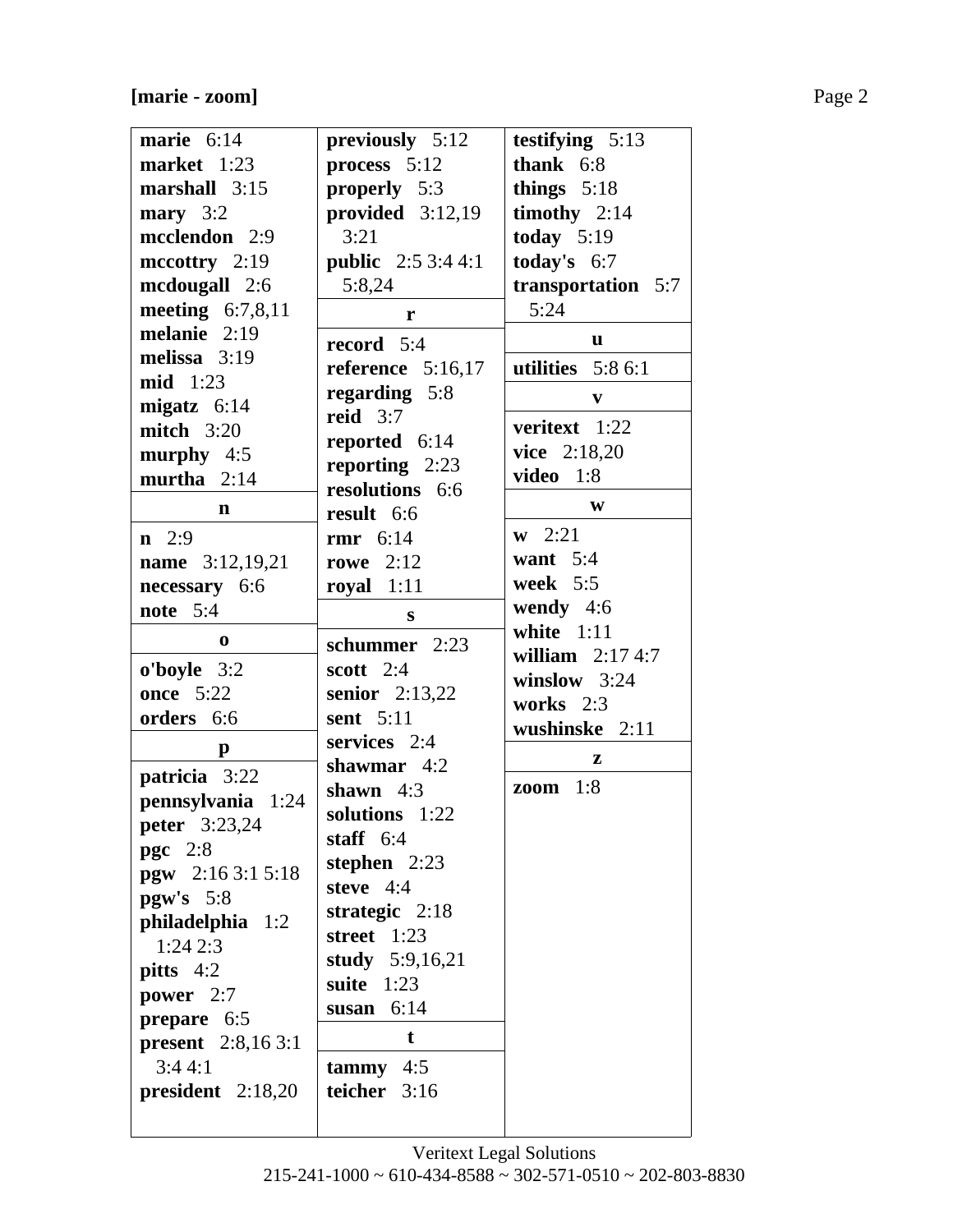[marie - zoom]

**marie** 6:14
**market** 1:23
**marshall** 3:15
**mary** 3:2
**mcclendon** 2:9
**mccottry** 2:19
**mcdougall** 2:6
**meeting** 6:7,8,11
**melanie** 2:19
**melissa** 3:19
**mid** 1:23
**migatz** 6:14
**mitch** 3:20
**murphy** 4:5
**murtha** 2:14

**n**

**n** 2:9
**name** 3:12,19,21
**necessary** 6:6
**note** 5:4

**o**

**o'boyle** 3:2
**once** 5:22
**orders** 6:6

**p**

**patricia** 3:22
**pennsylvania** 1:24
**peter** 3:23,24
**pgc** 2:8
**pgw** 2:16 3:1 5:18
**pgw's** 5:8
**philadelphia** 1:2 1:24 2:3
**pitts** 4:2
**power** 2:7
**prepare** 6:5
**present** 2:8,16 3:1 3:4 4:1
**president** 2:18,20
**previously** 5:12
**process** 5:12
**properly** 5:3
**provided** 3:12,19 3:21
**public** 2:5 3:4 4:1 5:8,24

**r**

**record** 5:4
**reference** 5:16,17
**regarding** 5:8
**reid** 3:7
**reported** 6:14
**reporting** 2:23
**resolutions** 6:6
**result** 6:6
**rmr** 6:14
**rowe** 2:12
**royal** 1:11

**s**

**schummer** 2:23
**scott** 2:4
**senior** 2:13,22
**sent** 5:11
**services** 2:4
**shawmar** 4:2
**shawn** 4:3
**solutions** 1:22
**staff** 6:4
**stephen** 2:23
**steve** 4:4
**strategic** 2:18
**street** 1:23
**study** 5:9,16,21
**suite** 1:23
**susan** 6:14

**t**

**tammy** 4:5
**teicher** 3:16
**testifying** 5:13
**thank** 6:8
**things** 5:18
**timothy** 2:14
**today** 5:19
**today's** 6:7
**transportation** 5:7 5:24

**u**

**utilities** 5:8 6:1

**v**

**veritext** 1:22
**vice** 2:18,20
**video** 1:8

**w**

**w** 2:21
**want** 5:4
**week** 5:5
**wendy** 4:6
**white** 1:11
**william** 2:17 4:7
**winslow** 3:24
**works** 2:3
**wushinske** 2:11

**z**

**zoom** 1:8

Veritext Legal Solutions
215-241-1000 ~ 610-434-8588 ~ 302-571-0510 ~ 202-803-8830